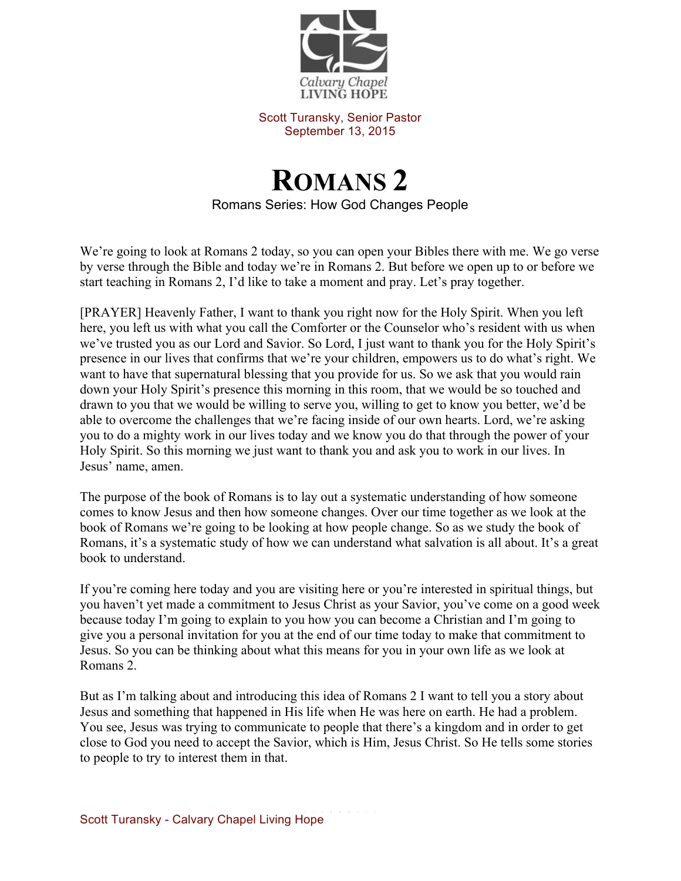Calvary Chapel
LIVING HOPE

Scott Turansky, Senior Pastor
September 13, 2015

# ROMANS 2

Romans Series: How God Changes People

We're going to look at Romans 2 today, so you can open your Bibles there with me. We go verse by verse through the Bible and today we're in Romans 2. But before we open up to or before we start teaching in Romans 2, I'd like to take a moment and pray. Let's pray together.

[PRAYER] Heavenly Father, I want to thank you right now for the Holy Spirit. When you left here, you left us with what you call the Comforter or the Counselor who's resident with us when we've trusted you as our Lord and Savior. So Lord, I just want to thank you for the Holy Spirit's presence in our lives that confirms that we're your children, empowers us to do what's right. We want to have that supernatural blessing that you provide for us. So we ask that you would rain down your Holy Spirit's presence this morning in this room, that we would be so touched and drawn to you that we would be willing to serve you, willing to get to know you better, we'd be able to overcome the challenges that we're facing inside of our own hearts. Lord, we're asking you to do a mighty work in our lives today and we know you do that through the power of your Holy Spirit. So this morning we just want to thank you and ask you to work in our lives. In Jesus' name, amen.

The purpose of the book of Romans is to lay out a systematic understanding of how someone comes to know Jesus and then how someone changes. Over our time together as we look at the book of Romans we're going to be looking at how people change. So as we study the book of Romans, it's a systematic study of how we can understand what salvation is all about. It's a great book to understand.

If you're coming here today and you are visiting here or you're interested in spiritual things, but you haven't yet made a commitment to Jesus Christ as your Savior, you've come on a good week because today I'm going to explain to you how you can become a Christian and I'm going to give you a personal invitation for you at the end of our time today to make that commitment to Jesus. So you can be thinking about what this means for you in your own life as we look at Romans 2.

But as I'm talking about and introducing this idea of Romans 2 I want to tell you a story about Jesus and something that happened in His life when He was here on earth. He had a problem. You see, Jesus was trying to communicate to people that there's a kingdom and in order to get close to God you need to accept the Savior, which is Him, Jesus Christ. So He tells some stories to people to try to interest them in that.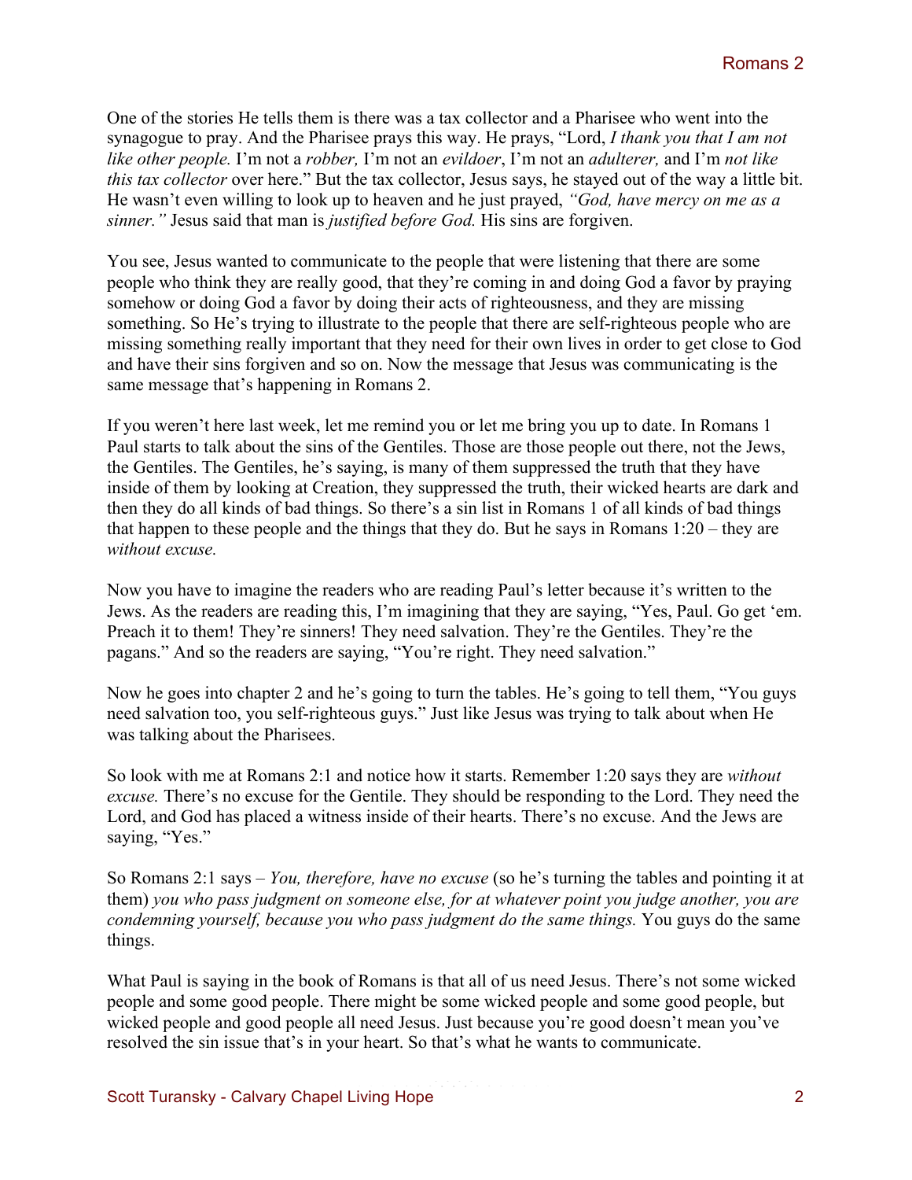One of the stories He tells them is there was a tax collector and a Pharisee who went into the synagogue to pray. And the Pharisee prays this way. He prays, "Lord, *I thank you that I am not like other people.* I'm not a *robber,* I'm not an *evildoer*, I'm not an *adulterer,* and I'm *not like this tax collector* over here." But the tax collector, Jesus says, he stayed out of the way a little bit. He wasn't even willing to look up to heaven and he just prayed, *"God, have mercy on me as a sinner."* Jesus said that man is *justified before God.* His sins are forgiven.

You see, Jesus wanted to communicate to the people that were listening that there are some people who think they are really good, that they're coming in and doing God a favor by praying somehow or doing God a favor by doing their acts of righteousness, and they are missing something. So He's trying to illustrate to the people that there are self-righteous people who are missing something really important that they need for their own lives in order to get close to God and have their sins forgiven and so on. Now the message that Jesus was communicating is the same message that's happening in Romans 2.

If you weren't here last week, let me remind you or let me bring you up to date. In Romans 1 Paul starts to talk about the sins of the Gentiles. Those are those people out there, not the Jews, the Gentiles. The Gentiles, he's saying, is many of them suppressed the truth that they have inside of them by looking at Creation, they suppressed the truth, their wicked hearts are dark and then they do all kinds of bad things. So there's a sin list in Romans 1 of all kinds of bad things that happen to these people and the things that they do. But he says in Romans 1:20 – they are *without excuse.*

Now you have to imagine the readers who are reading Paul's letter because it's written to the Jews. As the readers are reading this, I'm imagining that they are saying, "Yes, Paul. Go get 'em. Preach it to them! They're sinners! They need salvation. They're the Gentiles. They're the pagans." And so the readers are saying, "You're right. They need salvation."

Now he goes into chapter 2 and he's going to turn the tables. He's going to tell them, "You guys need salvation too, you self-righteous guys." Just like Jesus was trying to talk about when He was talking about the Pharisees.

So look with me at Romans 2:1 and notice how it starts. Remember 1:20 says they are *without excuse.* There's no excuse for the Gentile. They should be responding to the Lord. They need the Lord, and God has placed a witness inside of their hearts. There's no excuse. And the Jews are saying, "Yes."

So Romans 2:1 says – *You, therefore, have no excuse* (so he's turning the tables and pointing it at them) *you who pass judgment on someone else, for at whatever point you judge another, you are condemning yourself, because you who pass judgment do the same things.* You guys do the same things.

What Paul is saying in the book of Romans is that all of us need Jesus. There's not some wicked people and some good people. There might be some wicked people and some good people, but wicked people and good people all need Jesus. Just because you're good doesn't mean you've resolved the sin issue that's in your heart. So that's what he wants to communicate.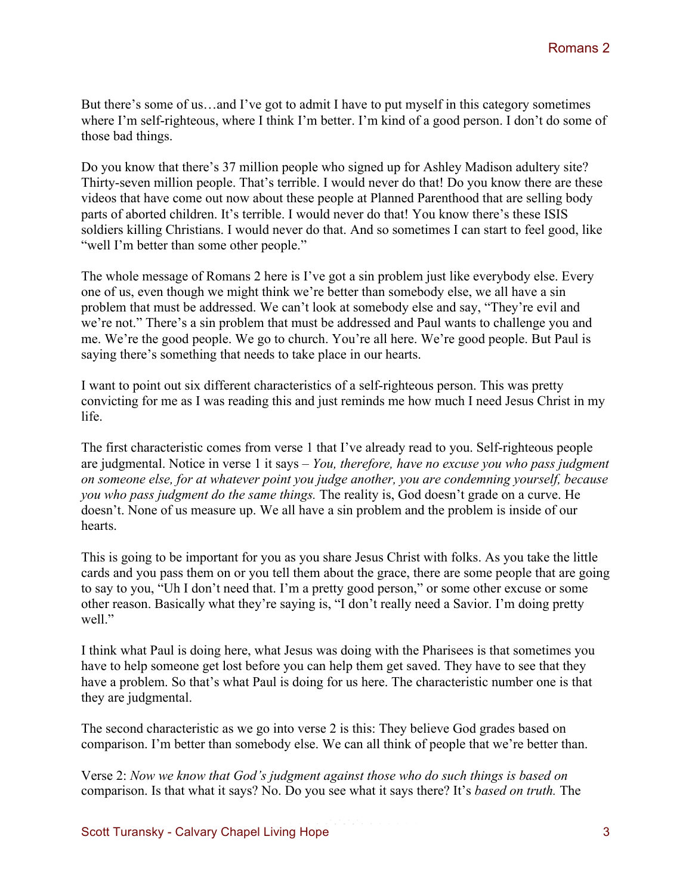But there's some of us…and I've got to admit I have to put myself in this category sometimes where I'm self-righteous, where I think I'm better. I'm kind of a good person. I don't do some of those bad things.

Do you know that there's 37 million people who signed up for Ashley Madison adultery site? Thirty-seven million people. That's terrible. I would never do that! Do you know there are these videos that have come out now about these people at Planned Parenthood that are selling body parts of aborted children. It's terrible. I would never do that! You know there's these ISIS soldiers killing Christians. I would never do that. And so sometimes I can start to feel good, like "well I'm better than some other people."

The whole message of Romans 2 here is I've got a sin problem just like everybody else. Every one of us, even though we might think we're better than somebody else, we all have a sin problem that must be addressed. We can't look at somebody else and say, "They're evil and we're not." There's a sin problem that must be addressed and Paul wants to challenge you and me. We're the good people. We go to church. You're all here. We're good people. But Paul is saying there's something that needs to take place in our hearts.

I want to point out six different characteristics of a self-righteous person. This was pretty convicting for me as I was reading this and just reminds me how much I need Jesus Christ in my life.

The first characteristic comes from verse 1 that I've already read to you. Self-righteous people are judgmental. Notice in verse 1 it says – *You, therefore, have no excuse you who pass judgment on someone else, for at whatever point you judge another, you are condemning yourself, because you who pass judgment do the same things.* The reality is, God doesn't grade on a curve. He doesn't. None of us measure up. We all have a sin problem and the problem is inside of our hearts.

This is going to be important for you as you share Jesus Christ with folks. As you take the little cards and you pass them on or you tell them about the grace, there are some people that are going to say to you, "Uh I don't need that. I'm a pretty good person," or some other excuse or some other reason. Basically what they're saying is, "I don't really need a Savior. I'm doing pretty well."

I think what Paul is doing here, what Jesus was doing with the Pharisees is that sometimes you have to help someone get lost before you can help them get saved. They have to see that they have a problem. So that's what Paul is doing for us here. The characteristic number one is that they are judgmental.

The second characteristic as we go into verse 2 is this: They believe God grades based on comparison. I'm better than somebody else. We can all think of people that we're better than.

Verse 2: *Now we know that God's judgment against those who do such things is based on* comparison. Is that what it says? No. Do you see what it says there? It's *based on truth.* The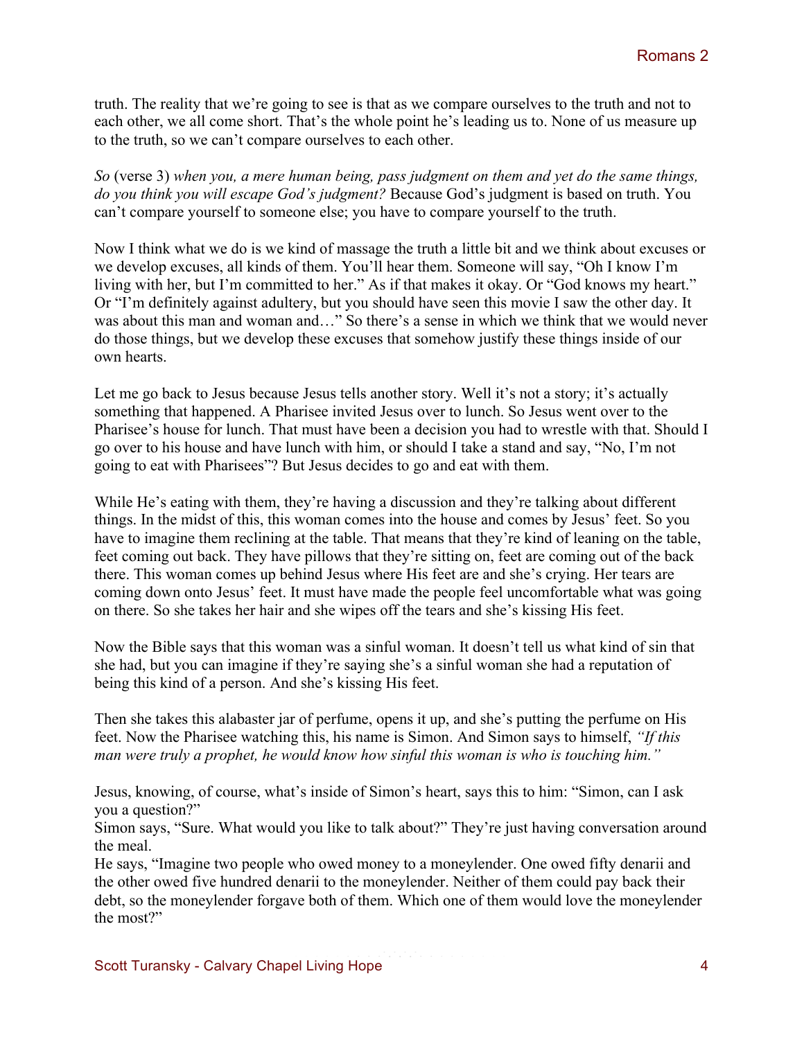truth. The reality that we're going to see is that as we compare ourselves to the truth and not to each other, we all come short. That's the whole point he's leading us to. None of us measure up to the truth, so we can't compare ourselves to each other.

*So* (verse 3) *when you, a mere human being, pass judgment on them and yet do the same things, do you think you will escape God's judgment?* Because God's judgment is based on truth. You can't compare yourself to someone else; you have to compare yourself to the truth.

Now I think what we do is we kind of massage the truth a little bit and we think about excuses or we develop excuses, all kinds of them. You'll hear them. Someone will say, "Oh I know I'm living with her, but I'm committed to her." As if that makes it okay. Or "God knows my heart." Or "I'm definitely against adultery, but you should have seen this movie I saw the other day. It was about this man and woman and…" So there's a sense in which we think that we would never do those things, but we develop these excuses that somehow justify these things inside of our own hearts.

Let me go back to Jesus because Jesus tells another story. Well it's not a story; it's actually something that happened. A Pharisee invited Jesus over to lunch. So Jesus went over to the Pharisee's house for lunch. That must have been a decision you had to wrestle with that. Should I go over to his house and have lunch with him, or should I take a stand and say, "No, I'm not going to eat with Pharisees"? But Jesus decides to go and eat with them.

While He's eating with them, they're having a discussion and they're talking about different things. In the midst of this, this woman comes into the house and comes by Jesus' feet. So you have to imagine them reclining at the table. That means that they're kind of leaning on the table, feet coming out back. They have pillows that they're sitting on, feet are coming out of the back there. This woman comes up behind Jesus where His feet are and she's crying. Her tears are coming down onto Jesus' feet. It must have made the people feel uncomfortable what was going on there. So she takes her hair and she wipes off the tears and she's kissing His feet.

Now the Bible says that this woman was a sinful woman. It doesn't tell us what kind of sin that she had, but you can imagine if they're saying she's a sinful woman she had a reputation of being this kind of a person. And she's kissing His feet.

Then she takes this alabaster jar of perfume, opens it up, and she's putting the perfume on His feet. Now the Pharisee watching this, his name is Simon. And Simon says to himself, *"If this man were truly a prophet, he would know how sinful this woman is who is touching him."*

Jesus, knowing, of course, what's inside of Simon's heart, says this to him: "Simon, can I ask you a question?"
Simon says, "Sure. What would you like to talk about?" They're just having conversation around the meal.
He says, "Imagine two people who owed money to a moneylender. One owed fifty denarii and the other owed five hundred denarii to the moneylender. Neither of them could pay back their debt, so the moneylender forgave both of them. Which one of them would love the moneylender the most?"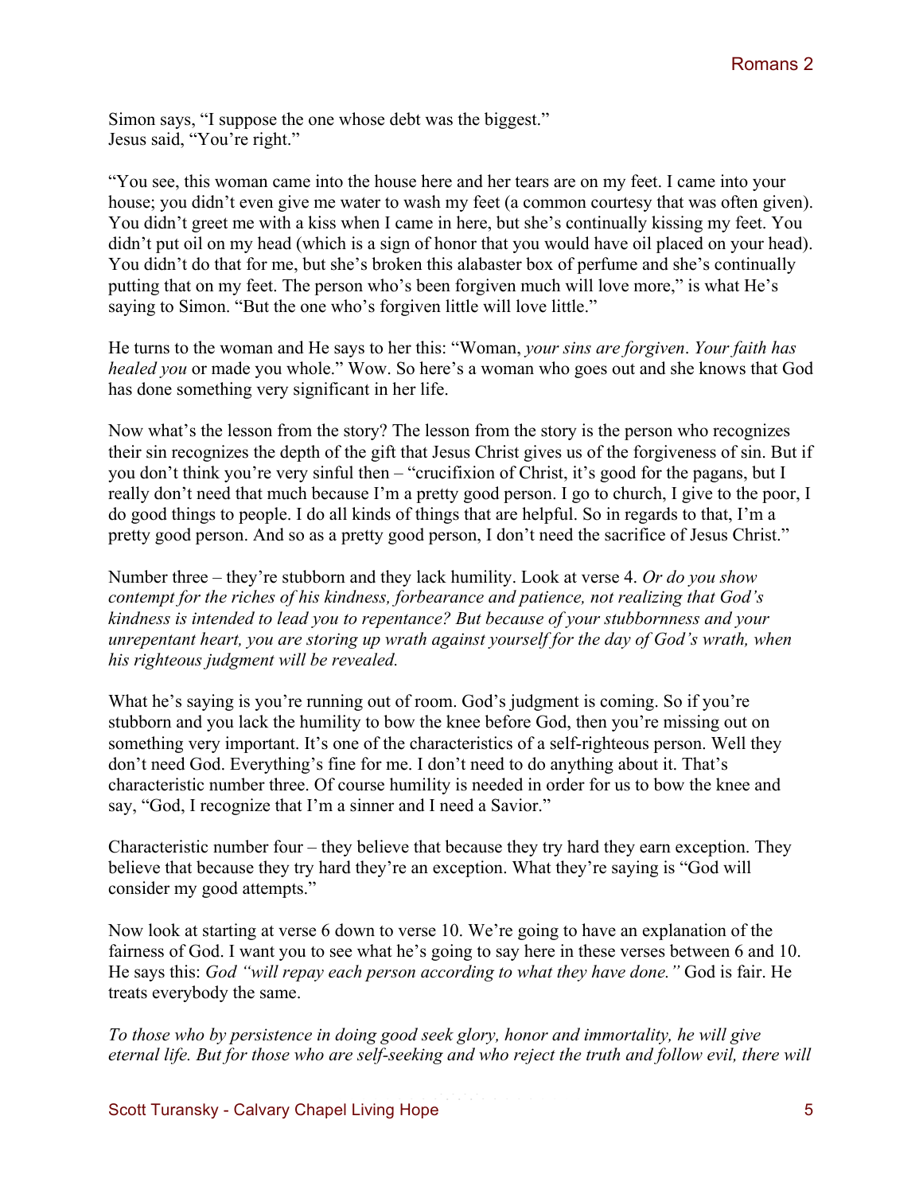Simon says, "I suppose the one whose debt was the biggest."
Jesus said, "You're right."

"You see, this woman came into the house here and her tears are on my feet. I came into your house; you didn't even give me water to wash my feet (a common courtesy that was often given). You didn't greet me with a kiss when I came in here, but she's continually kissing my feet. You didn't put oil on my head (which is a sign of honor that you would have oil placed on your head). You didn't do that for me, but she's broken this alabaster box of perfume and she's continually putting that on my feet. The person who's been forgiven much will love more," is what He's saying to Simon. "But the one who's forgiven little will love little."

He turns to the woman and He says to her this: "Woman, *your sins are forgiven*. *Your faith has healed you* or made you whole." Wow. So here's a woman who goes out and she knows that God has done something very significant in her life.

Now what's the lesson from the story? The lesson from the story is the person who recognizes their sin recognizes the depth of the gift that Jesus Christ gives us of the forgiveness of sin. But if you don't think you're very sinful then – "crucifixion of Christ, it's good for the pagans, but I really don't need that much because I'm a pretty good person. I go to church, I give to the poor, I do good things to people. I do all kinds of things that are helpful. So in regards to that, I'm a pretty good person. And so as a pretty good person, I don't need the sacrifice of Jesus Christ."

Number three – they're stubborn and they lack humility. Look at verse 4. *Or do you show contempt for the riches of his kindness, forbearance and patience, not realizing that God's kindness is intended to lead you to repentance? But because of your stubbornness and your unrepentant heart, you are storing up wrath against yourself for the day of God's wrath, when his righteous judgment will be revealed.*

What he's saying is you're running out of room. God's judgment is coming. So if you're stubborn and you lack the humility to bow the knee before God, then you're missing out on something very important. It's one of the characteristics of a self-righteous person. Well they don't need God. Everything's fine for me. I don't need to do anything about it. That's characteristic number three. Of course humility is needed in order for us to bow the knee and say, "God, I recognize that I'm a sinner and I need a Savior."

Characteristic number four – they believe that because they try hard they earn exception. They believe that because they try hard they're an exception. What they're saying is "God will consider my good attempts."

Now look at starting at verse 6 down to verse 10. We're going to have an explanation of the fairness of God. I want you to see what he's going to say here in these verses between 6 and 10. He says this: *God "will repay each person according to what they have done."* God is fair. He treats everybody the same.

*To those who by persistence in doing good seek glory, honor and immortality, he will give eternal life. But for those who are self-seeking and who reject the truth and follow evil, there will*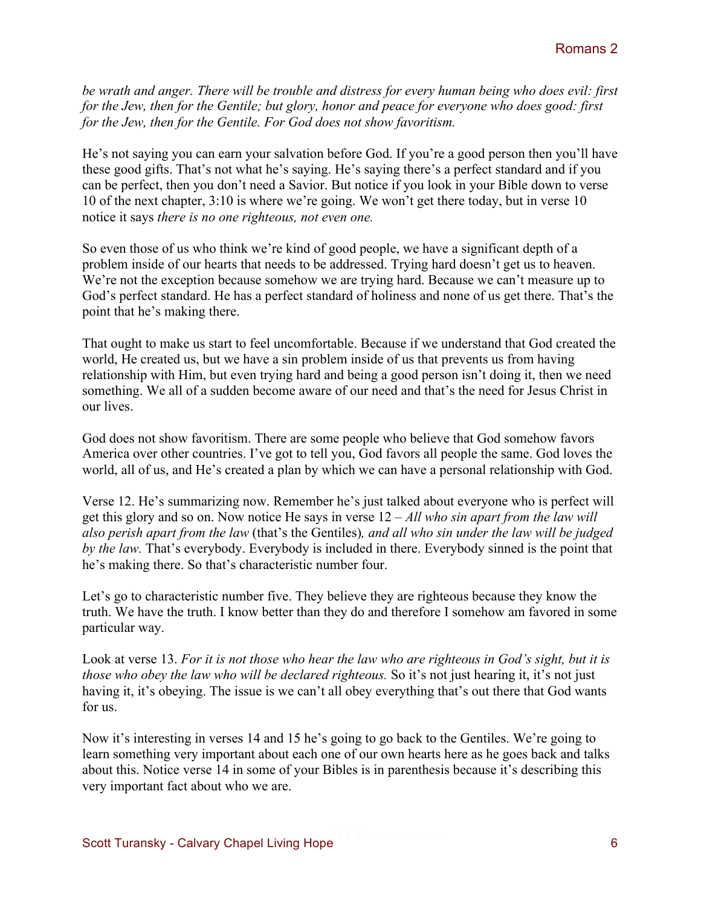*be wrath and anger. There will be trouble and distress for every human being who does evil: first for the Jew, then for the Gentile; but glory, honor and peace for everyone who does good: first for the Jew, then for the Gentile. For God does not show favoritism.*

He's not saying you can earn your salvation before God. If you're a good person then you'll have these good gifts. That's not what he's saying. He's saying there's a perfect standard and if you can be perfect, then you don't need a Savior. But notice if you look in your Bible down to verse 10 of the next chapter, 3:10 is where we're going. We won't get there today, but in verse 10 notice it says *there is no one righteous, not even one.*

So even those of us who think we're kind of good people, we have a significant depth of a problem inside of our hearts that needs to be addressed. Trying hard doesn't get us to heaven. We're not the exception because somehow we are trying hard. Because we can't measure up to God's perfect standard. He has a perfect standard of holiness and none of us get there. That's the point that he's making there.

That ought to make us start to feel uncomfortable. Because if we understand that God created the world, He created us, but we have a sin problem inside of us that prevents us from having relationship with Him, but even trying hard and being a good person isn't doing it, then we need something. We all of a sudden become aware of our need and that's the need for Jesus Christ in our lives.

God does not show favoritism. There are some people who believe that God somehow favors America over other countries. I've got to tell you, God favors all people the same. God loves the world, all of us, and He's created a plan by which we can have a personal relationship with God.

Verse 12. He's summarizing now. Remember he's just talked about everyone who is perfect will get this glory and so on. Now notice He says in verse 12 – *All who sin apart from the law will also perish apart from the law* (that's the Gentiles)*, and all who sin under the law will be judged by the law.* That's everybody. Everybody is included in there. Everybody sinned is the point that he's making there. So that's characteristic number four.

Let's go to characteristic number five. They believe they are righteous because they know the truth. We have the truth. I know better than they do and therefore I somehow am favored in some particular way.

Look at verse 13. *For it is not those who hear the law who are righteous in God's sight, but it is those who obey the law who will be declared righteous.* So it's not just hearing it, it's not just having it, it's obeying. The issue is we can't all obey everything that's out there that God wants for us.

Now it's interesting in verses 14 and 15 he's going to go back to the Gentiles. We're going to learn something very important about each one of our own hearts here as he goes back and talks about this. Notice verse 14 in some of your Bibles is in parenthesis because it's describing this very important fact about who we are.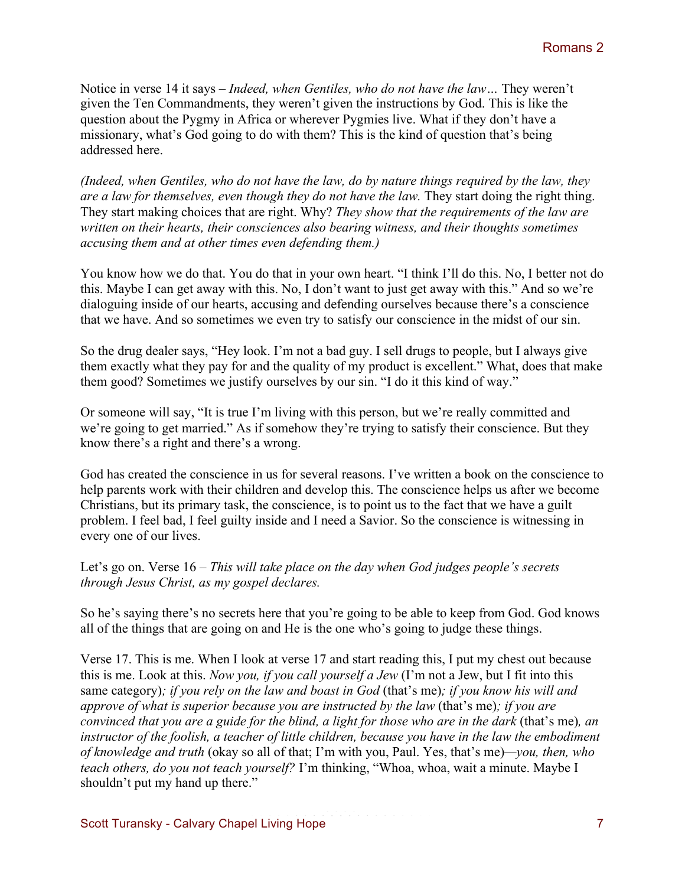Notice in verse 14 it says – *Indeed, when Gentiles, who do not have the law…* They weren't given the Ten Commandments, they weren't given the instructions by God. This is like the question about the Pygmy in Africa or wherever Pygmies live. What if they don't have a missionary, what's God going to do with them? This is the kind of question that's being addressed here.

*(Indeed, when Gentiles, who do not have the law, do by nature things required by the law, they are a law for themselves, even though they do not have the law.* They start doing the right thing. They start making choices that are right. Why? *They show that the requirements of the law are written on their hearts, their consciences also bearing witness, and their thoughts sometimes accusing them and at other times even defending them.)*

You know how we do that. You do that in your own heart. "I think I'll do this. No, I better not do this. Maybe I can get away with this. No, I don't want to just get away with this." And so we're dialoguing inside of our hearts, accusing and defending ourselves because there's a conscience that we have. And so sometimes we even try to satisfy our conscience in the midst of our sin.

So the drug dealer says, "Hey look. I'm not a bad guy. I sell drugs to people, but I always give them exactly what they pay for and the quality of my product is excellent." What, does that make them good? Sometimes we justify ourselves by our sin. "I do it this kind of way."

Or someone will say, "It is true I'm living with this person, but we're really committed and we're going to get married." As if somehow they're trying to satisfy their conscience. But they know there's a right and there's a wrong.

God has created the conscience in us for several reasons. I've written a book on the conscience to help parents work with their children and develop this. The conscience helps us after we become Christians, but its primary task, the conscience, is to point us to the fact that we have a guilt problem. I feel bad, I feel guilty inside and I need a Savior. So the conscience is witnessing in every one of our lives.

Let's go on. Verse 16 – *This will take place on the day when God judges people's secrets through Jesus Christ, as my gospel declares.*

So he's saying there's no secrets here that you're going to be able to keep from God. God knows all of the things that are going on and He is the one who's going to judge these things.

Verse 17. This is me. When I look at verse 17 and start reading this, I put my chest out because this is me. Look at this. *Now you, if you call yourself a Jew* (I'm not a Jew, but I fit into this same category)*; if you rely on the law and boast in God* (that's me)*; if you know his will and approve of what is superior because you are instructed by the law* (that's me)*; if you are convinced that you are a guide for the blind, a light for those who are in the dark* (that's me)*, an instructor of the foolish, a teacher of little children, because you have in the law the embodiment of knowledge and truth* (okay so all of that; I'm with you, Paul. Yes, that's me)*—you, then, who teach others, do you not teach yourself?* I'm thinking, "Whoa, whoa, wait a minute. Maybe I shouldn't put my hand up there."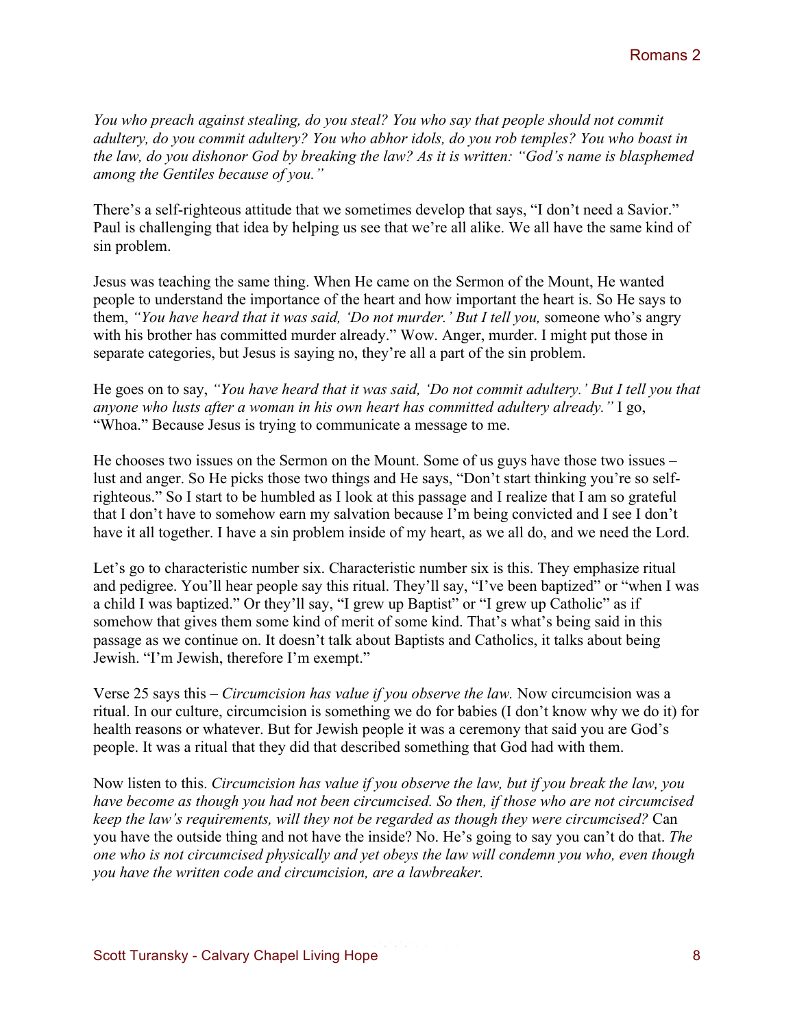*You who preach against stealing, do you steal? You who say that people should not commit adultery, do you commit adultery? You who abhor idols, do you rob temples? You who boast in the law, do you dishonor God by breaking the law? As it is written: "God's name is blasphemed among the Gentiles because of you."*

There's a self-righteous attitude that we sometimes develop that says, "I don't need a Savior." Paul is challenging that idea by helping us see that we're all alike. We all have the same kind of sin problem.

Jesus was teaching the same thing. When He came on the Sermon of the Mount, He wanted people to understand the importance of the heart and how important the heart is. So He says to them, *"You have heard that it was said, 'Do not murder.' But I tell you,* someone who's angry with his brother has committed murder already." Wow. Anger, murder. I might put those in separate categories, but Jesus is saying no, they're all a part of the sin problem.

He goes on to say, *"You have heard that it was said, 'Do not commit adultery.' But I tell you that anyone who lusts after a woman in his own heart has committed adultery already."* I go, "Whoa." Because Jesus is trying to communicate a message to me.

He chooses two issues on the Sermon on the Mount. Some of us guys have those two issues – lust and anger. So He picks those two things and He says, "Don't start thinking you're so self-righteous." So I start to be humbled as I look at this passage and I realize that I am so grateful that I don't have to somehow earn my salvation because I'm being convicted and I see I don't have it all together. I have a sin problem inside of my heart, as we all do, and we need the Lord.

Let's go to characteristic number six. Characteristic number six is this. They emphasize ritual and pedigree. You'll hear people say this ritual. They'll say, "I've been baptized" or "when I was a child I was baptized." Or they'll say, "I grew up Baptist" or "I grew up Catholic" as if somehow that gives them some kind of merit of some kind. That's what's being said in this passage as we continue on. It doesn't talk about Baptists and Catholics, it talks about being Jewish. "I'm Jewish, therefore I'm exempt."

Verse 25 says this – *Circumcision has value if you observe the law.* Now circumcision was a ritual. In our culture, circumcision is something we do for babies (I don't know why we do it) for health reasons or whatever. But for Jewish people it was a ceremony that said you are God's people. It was a ritual that they did that described something that God had with them.

Now listen to this. *Circumcision has value if you observe the law, but if you break the law, you have become as though you had not been circumcised. So then, if those who are not circumcised keep the law's requirements, will they not be regarded as though they were circumcised?* Can you have the outside thing and not have the inside? No. He's going to say you can't do that. *The one who is not circumcised physically and yet obeys the law will condemn you who, even though you have the written code and circumcision, are a lawbreaker.*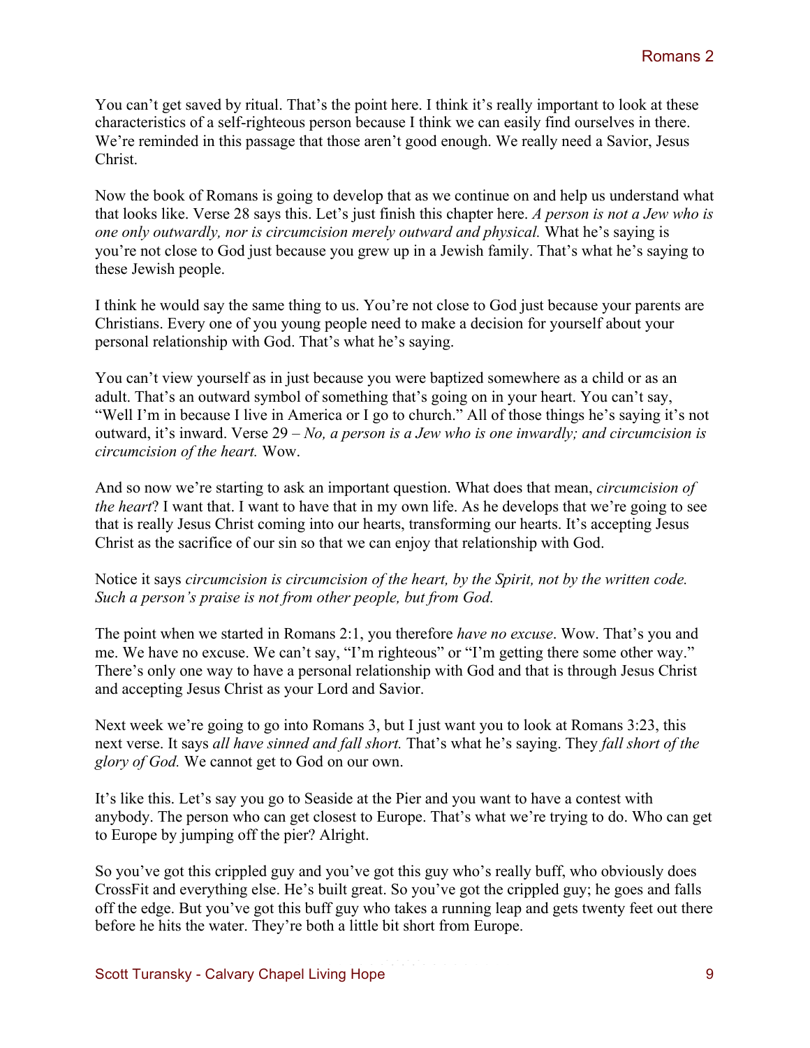You can't get saved by ritual. That's the point here. I think it's really important to look at these characteristics of a self-righteous person because I think we can easily find ourselves in there. We're reminded in this passage that those aren't good enough. We really need a Savior, Jesus Christ.

Now the book of Romans is going to develop that as we continue on and help us understand what that looks like. Verse 28 says this. Let's just finish this chapter here. *A person is not a Jew who is one only outwardly, nor is circumcision merely outward and physical.* What he's saying is you're not close to God just because you grew up in a Jewish family. That's what he's saying to these Jewish people.

I think he would say the same thing to us. You're not close to God just because your parents are Christians. Every one of you young people need to make a decision for yourself about your personal relationship with God. That's what he's saying.

You can't view yourself as in just because you were baptized somewhere as a child or as an adult. That's an outward symbol of something that's going on in your heart. You can't say, "Well I'm in because I live in America or I go to church." All of those things he's saying it's not outward, it's inward. Verse 29 – *No, a person is a Jew who is one inwardly; and circumcision is circumcision of the heart.* Wow.

And so now we're starting to ask an important question. What does that mean, *circumcision of the heart*? I want that. I want to have that in my own life. As he develops that we're going to see that is really Jesus Christ coming into our hearts, transforming our hearts. It's accepting Jesus Christ as the sacrifice of our sin so that we can enjoy that relationship with God.

Notice it says *circumcision is circumcision of the heart, by the Spirit, not by the written code. Such a person's praise is not from other people, but from God.*

The point when we started in Romans 2:1, you therefore *have no excuse*. Wow. That's you and me. We have no excuse. We can't say, "I'm righteous" or "I'm getting there some other way." There's only one way to have a personal relationship with God and that is through Jesus Christ and accepting Jesus Christ as your Lord and Savior.

Next week we're going to go into Romans 3, but I just want you to look at Romans 3:23, this next verse. It says *all have sinned and fall short.* That's what he's saying. They *fall short of the glory of God.* We cannot get to God on our own.

It's like this. Let's say you go to Seaside at the Pier and you want to have a contest with anybody. The person who can get closest to Europe. That's what we're trying to do. Who can get to Europe by jumping off the pier? Alright.

So you've got this crippled guy and you've got this guy who's really buff, who obviously does CrossFit and everything else. He's built great. So you've got the crippled guy; he goes and falls off the edge. But you've got this buff guy who takes a running leap and gets twenty feet out there before he hits the water. They're both a little bit short from Europe.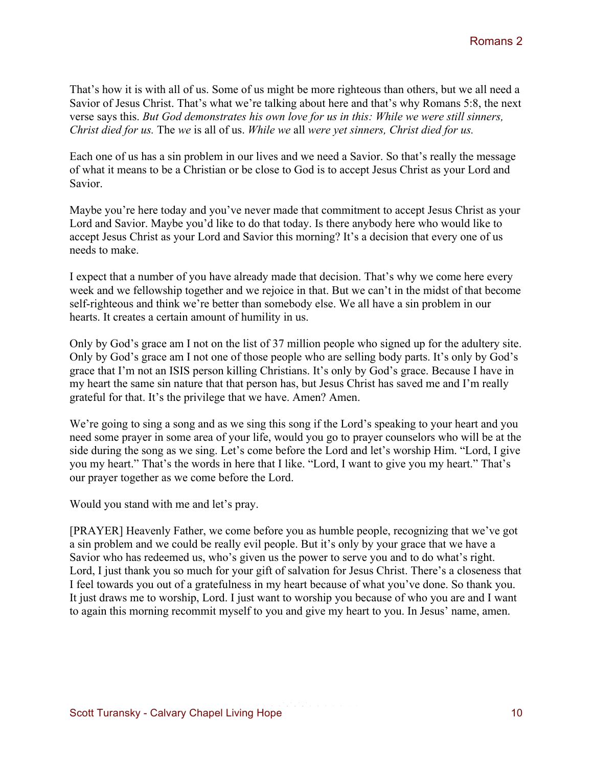That's how it is with all of us. Some of us might be more righteous than others, but we all need a Savior of Jesus Christ. That's what we're talking about here and that's why Romans 5:8, the next verse says this. *But God demonstrates his own love for us in this: While we were still sinners, Christ died for us.* The *we* is all of us. *While we* all *were yet sinners, Christ died for us.*

Each one of us has a sin problem in our lives and we need a Savior. So that's really the message of what it means to be a Christian or be close to God is to accept Jesus Christ as your Lord and Savior.

Maybe you're here today and you've never made that commitment to accept Jesus Christ as your Lord and Savior. Maybe you'd like to do that today. Is there anybody here who would like to accept Jesus Christ as your Lord and Savior this morning? It's a decision that every one of us needs to make.

I expect that a number of you have already made that decision. That's why we come here every week and we fellowship together and we rejoice in that. But we can't in the midst of that become self-righteous and think we're better than somebody else. We all have a sin problem in our hearts. It creates a certain amount of humility in us.

Only by God's grace am I not on the list of 37 million people who signed up for the adultery site. Only by God's grace am I not one of those people who are selling body parts. It's only by God's grace that I'm not an ISIS person killing Christians. It's only by God's grace. Because I have in my heart the same sin nature that that person has, but Jesus Christ has saved me and I'm really grateful for that. It's the privilege that we have. Amen? Amen.

We're going to sing a song and as we sing this song if the Lord's speaking to your heart and you need some prayer in some area of your life, would you go to prayer counselors who will be at the side during the song as we sing. Let's come before the Lord and let's worship Him. "Lord, I give you my heart." That's the words in here that I like. "Lord, I want to give you my heart." That's our prayer together as we come before the Lord.

Would you stand with me and let's pray.

[PRAYER] Heavenly Father, we come before you as humble people, recognizing that we've got a sin problem and we could be really evil people. But it's only by your grace that we have a Savior who has redeemed us, who's given us the power to serve you and to do what's right. Lord, I just thank you so much for your gift of salvation for Jesus Christ. There's a closeness that I feel towards you out of a gratefulness in my heart because of what you've done. So thank you. It just draws me to worship, Lord. I just want to worship you because of who you are and I want to again this morning recommit myself to you and give my heart to you. In Jesus' name, amen.